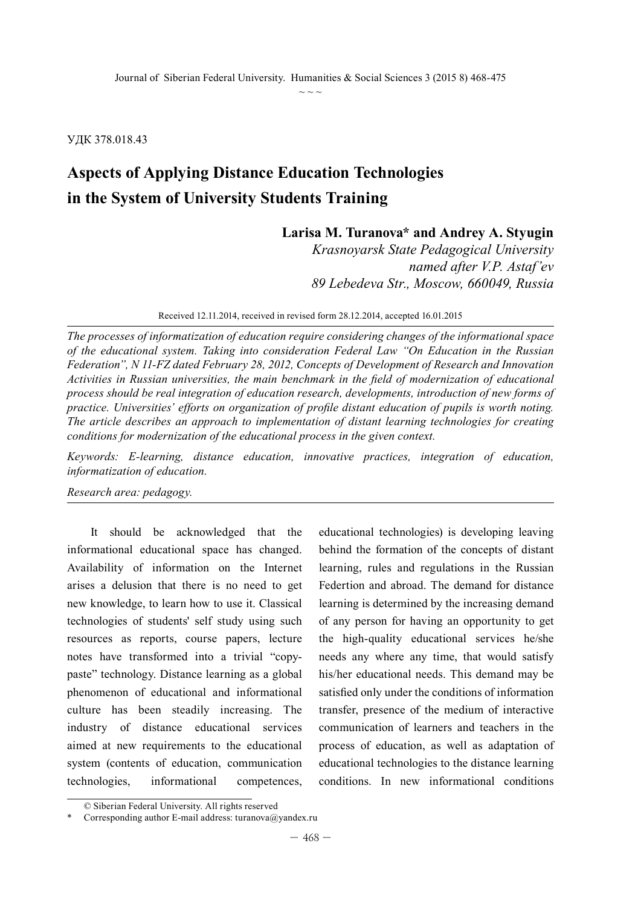УДК 378.018.43

# Aspects of Applying Distance Education Technologies in the System of University Students Training

**Larisa M. Turanova* and Andrey A. Styugin**

*Krasnoyarsk State Pedagogical University named after V.P. Astaf'ev*
*89 Lebedeva Str., Moscow, 660049, Russia*

Received 12.11.2014, received in revised form 28.12.2014, accepted 16.01.2015

*The processes of informatization of education require considering changes of the informational space of the educational system. Taking into consideration Federal Law "On Education in the Russian Federation", N 11-FZ dated February 28, 2012, Concepts of Development of Research and Innovation Activities in Russian universities, the main benchmark in the field of modernization of educational process should be real integration of education research, developments, introduction of new forms of practice. Universities' efforts on organization of profile distant education of pupils is worth noting. The article describes an approach to implementation of distant learning technologies for creating conditions for modernization of the educational process in the given context.*

*Keywords: E-learning, distance education, innovative practices, integration of education, informatization of education.*

*Research area: pedagogy.*

It should be acknowledged that the informational educational space has changed. Availability of information on the Internet arises a delusion that there is no need to get new knowledge, to learn how to use it. Classical technologies of students' self study using such resources as reports, course papers, lecture notes have transformed into a trivial "copy-paste" technology. Distance learning as a global phenomenon of educational and informational culture has been steadily increasing. The industry of distance educational services aimed at new requirements to the educational system (contents of education, communication technologies, informational competences, educational technologies) is developing leaving behind the formation of the concepts of distant learning, rules and regulations in the Russian Federtion and abroad. The demand for distance learning is determined by the increasing demand of any person for having an opportunity to get the high-quality educational services he/she needs any where any time, that would satisfy his/her educational needs. This demand may be satisfied only under the conditions of information transfer, presence of the medium of interactive communication of learners and teachers in the process of education, as well as adaptation of educational technologies to the distance learning conditions. In new informational conditions

© Siberian Federal University. All rights reserved

\* Corresponding author E-mail address: turanova@yandex.ru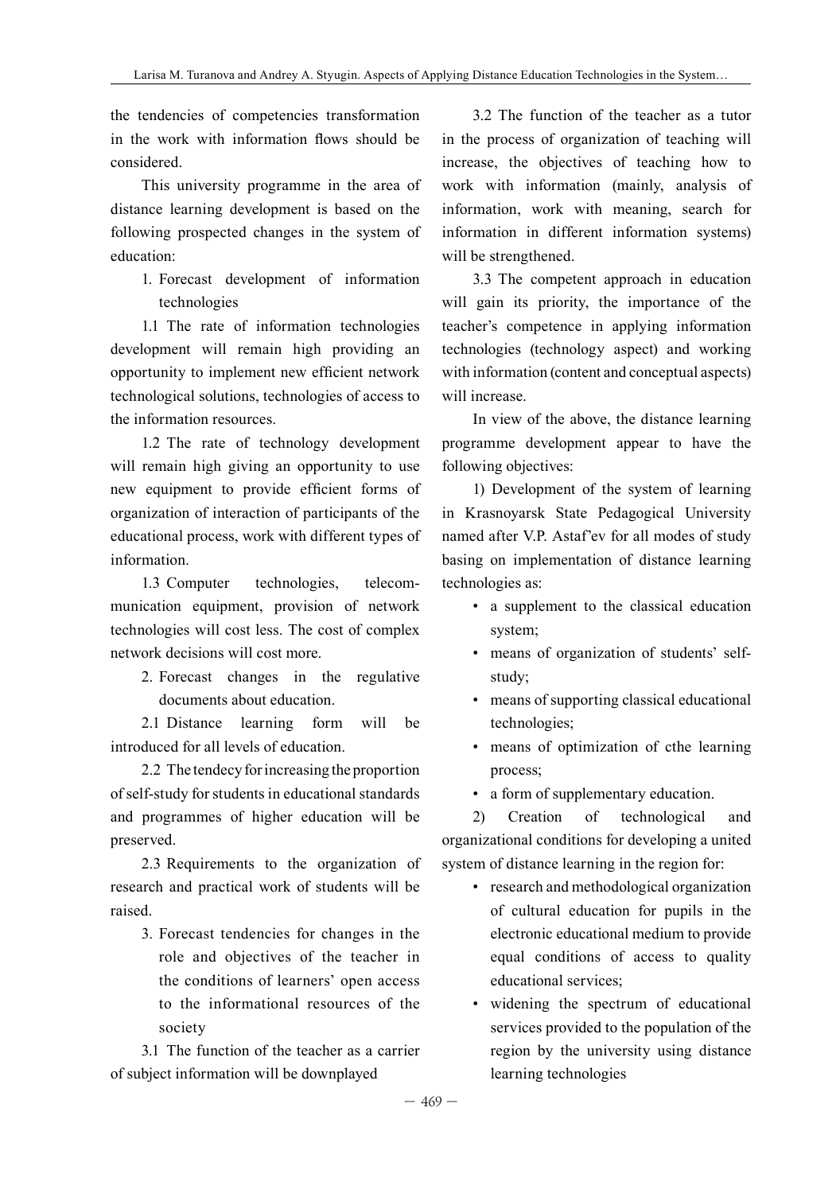the tendencies of competencies transformation in the work with information flows should be considered.

This university programme in the area of distance learning development is based on the following prospected changes in the system of education:

1. Forecast development of information technologies

1.1 The rate of information technologies development will remain high providing an opportunity to implement new efficient network technological solutions, technologies of access to the information resources.

1.2 The rate of technology development will remain high giving an opportunity to use new equipment to provide efficient forms of organization of interaction of participants of the educational process, work with different types of information.

1.3 Computer technologies, telecommunication equipment, provision of network technologies will cost less. The cost of complex network decisions will cost more.

2. Forecast changes in the regulative documents about education.

2.1 Distance learning form will be introduced for all levels of education.

2.2 The tendecy for increasing the proportion of self-study for students in educational standards and programmes of higher education will be preserved.

2.3 Requirements to the organization of research and practical work of students will be raised.

3. Forecast tendencies for changes in the role and objectives of the teacher in the conditions of learners' open access to the informational resources of the society

3.1 The function of the teacher as a carrier of subject information will be downplayed

3.2 The function of the teacher as a tutor in the process of organization of teaching will increase, the objectives of teaching how to work with information (mainly, analysis of information, work with meaning, search for information in different information systems) will be strengthened.

3.3 The competent approach in education will gain its priority, the importance of the teacher's competence in applying information technologies (technology aspect) and working with information (content and conceptual aspects) will increase.

In view of the above, the distance learning programme development appear to have the following objectives:

1) Development of the system of learning in Krasnoyarsk State Pedagogical University named after V.P. Astaf'ev for all modes of study basing on implementation of distance learning technologies as:

- a supplement to the classical education system;
- means of organization of students' self-study;
- means of supporting classical educational technologies;
- means of optimization of cthe learning process;
- a form of supplementary education.

2) Creation of technological and organizational conditions for developing a united system of distance learning in the region for:

- research and methodological organization of cultural education for pupils in the electronic educational medium to provide equal conditions of access to quality educational services;
- widening the spectrum of educational services provided to the population of the region by the university using distance learning technologies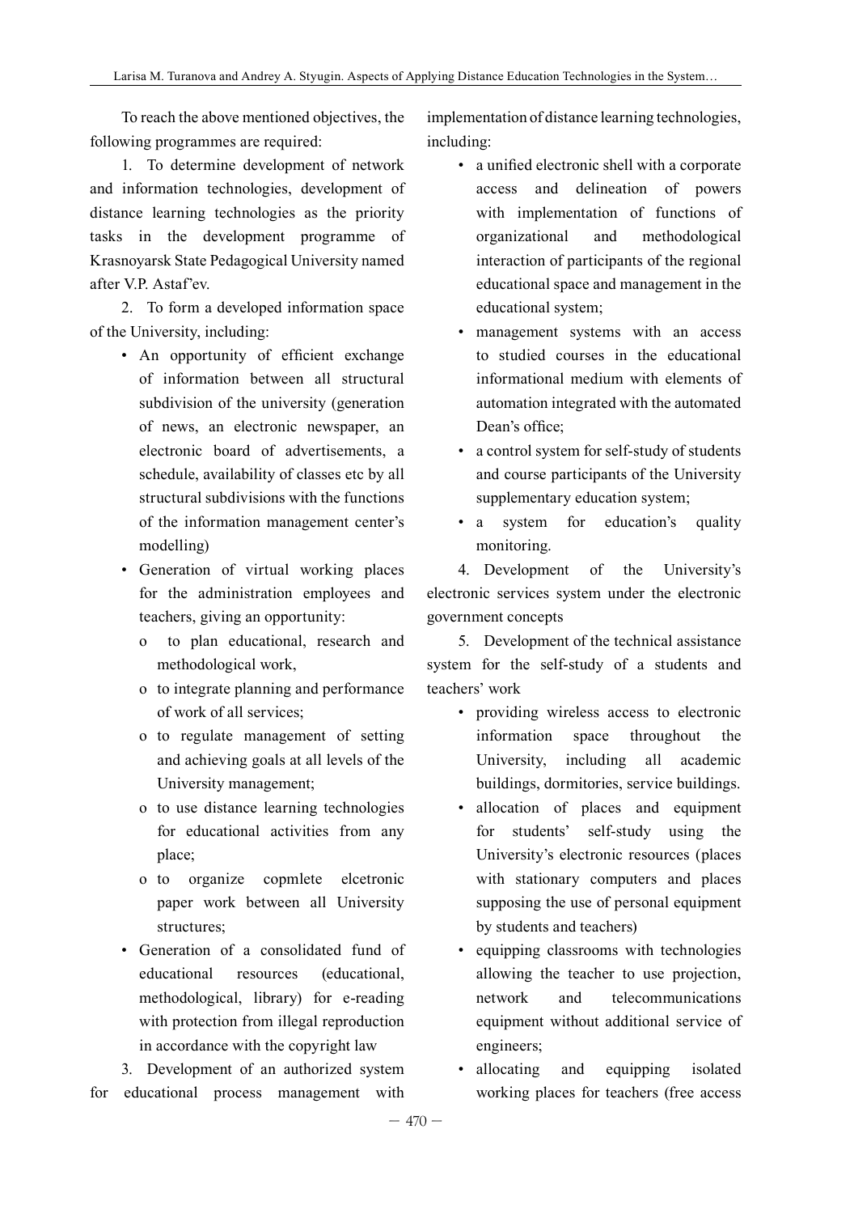To reach the above mentioned objectives, the following programmes are required:

1. To determine development of network and information technologies, development of distance learning technologies as the priority tasks in the development programme of Krasnoyarsk State Pedagogical University named after V.P. Astaf'ev.

2. To form a developed information space of the University, including:

- An opportunity of efficient exchange of information between all structural subdivision of the university (generation of news, an electronic newspaper, an electronic board of advertisements, a schedule, availability of classes etc by all structural subdivisions with the functions of the information management center's modelling)
- Generation of virtual working places for the administration employees and teachers, giving an opportunity:
  - o to plan educational, research and methodological work,
  - o to integrate planning and performance of work of all services;
  - o to regulate management of setting and achieving goals at all levels of the University management;
  - o to use distance learning technologies for educational activities from any place;
  - o to organize copmlete elcetronic paper work between all University structures;
- Generation of a consolidated fund of educational resources (educational, methodological, library) for e-reading with protection from illegal reproduction in accordance with the copyright law

3. Development of an authorized system for educational process management with implementation of distance learning technologies, including:

- a unified electronic shell with a corporate access and delineation of powers with implementation of functions of organizational and methodological interaction of participants of the regional educational space and management in the educational system;
- management systems with an access to studied courses in the educational informational medium with elements of automation integrated with the automated Dean's office;
- a control system for self-study of students and course participants of the University supplementary education system;
- a system for education's quality monitoring.

4. Development of the University's electronic services system under the electronic government concepts

5. Development of the technical assistance system for the self-study of a students and teachers' work

- providing wireless access to electronic information space throughout the University, including all academic buildings, dormitories, service buildings.
- allocation of places and equipment for students' self-study using the University's electronic resources (places with stationary computers and places supposing the use of personal equipment by students and teachers)
- equipping classrooms with technologies allowing the teacher to use projection, network and telecommunications equipment without additional service of engineers;
- allocating and equipping isolated working places for teachers (free access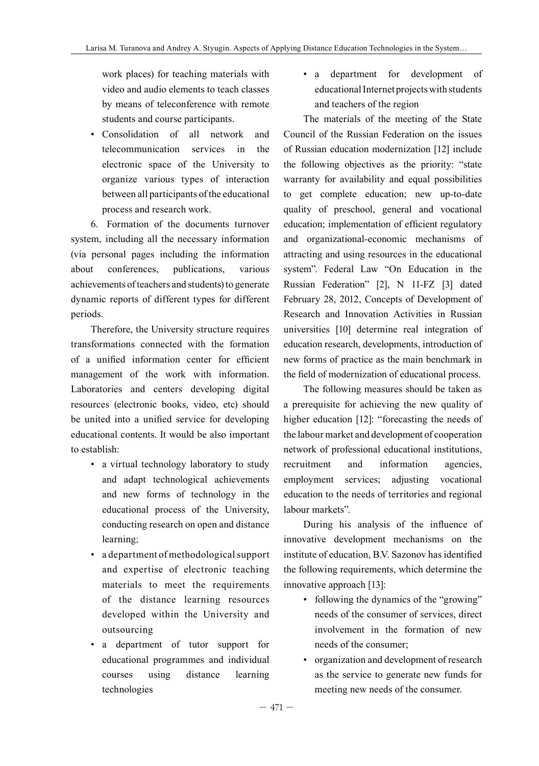work places) for teaching materials with video and audio elements to teach classes by means of teleconference with remote students and course participants.

- Consolidation of all network and telecommunication services in the electronic space of the University to organize various types of interaction between all participants of the educational process and research work.

6. Formation of the documents turnover system, including all the necessary information (via personal pages including the information about conferences, publications, various achievements of teachers and students) to generate dynamic reports of different types for different periods.

Therefore, the University structure requires transformations connected with the formation of a unified information center for efficient management of the work with information. Laboratories and centers developing digital resources (electronic books, video, etc) should be united into a unified service for developing educational contents. It would be also important to establish:

- a virtual technology laboratory to study and adapt technological achievements and new forms of technology in the educational process of the University, conducting research on open and distance learning;
- a department of methodological support and expertise of electronic teaching materials to meet the requirements of the distance learning resources developed within the University and outsourcing
- a department of tutor support for educational programmes and individual courses using distance learning technologies
- a department for development of educational Internet projects with students and teachers of the region

The materials of the meeting of the State Council of the Russian Federation on the issues of Russian education modernization [12] include the following objectives as the priority: "state warranty for availability and equal possibilities to get complete education; new up-to-date quality of preschool, general and vocational education; implementation of efficient regulatory and organizational-economic mechanisms of attracting and using resources in the educational system". Federal Law "On Education in the Russian Federation" [2], N 11-FZ [3] dated February 28, 2012, Concepts of Development of Research and Innovation Activities in Russian universities [10] determine real integration of education research, developments, introduction of new forms of practice as the main benchmark in the field of modernization of educational process.

The following measures should be taken as a prerequisite for achieving the new quality of higher education [12]: "forecasting the needs of the labour market and development of cooperation network of professional educational institutions, recruitment and information agencies, employment services; adjusting vocational education to the needs of territories and regional labour markets".

During his analysis of the influence of innovative development mechanisms on the institute of education, B.V. Sazonov has identified the following requirements, which determine the innovative approach [13]:

- following the dynamics of the "growing" needs of the consumer of services, direct involvement in the formation of new needs of the consumer;
- organization and development of research as the service to generate new funds for meeting new needs of the consumer.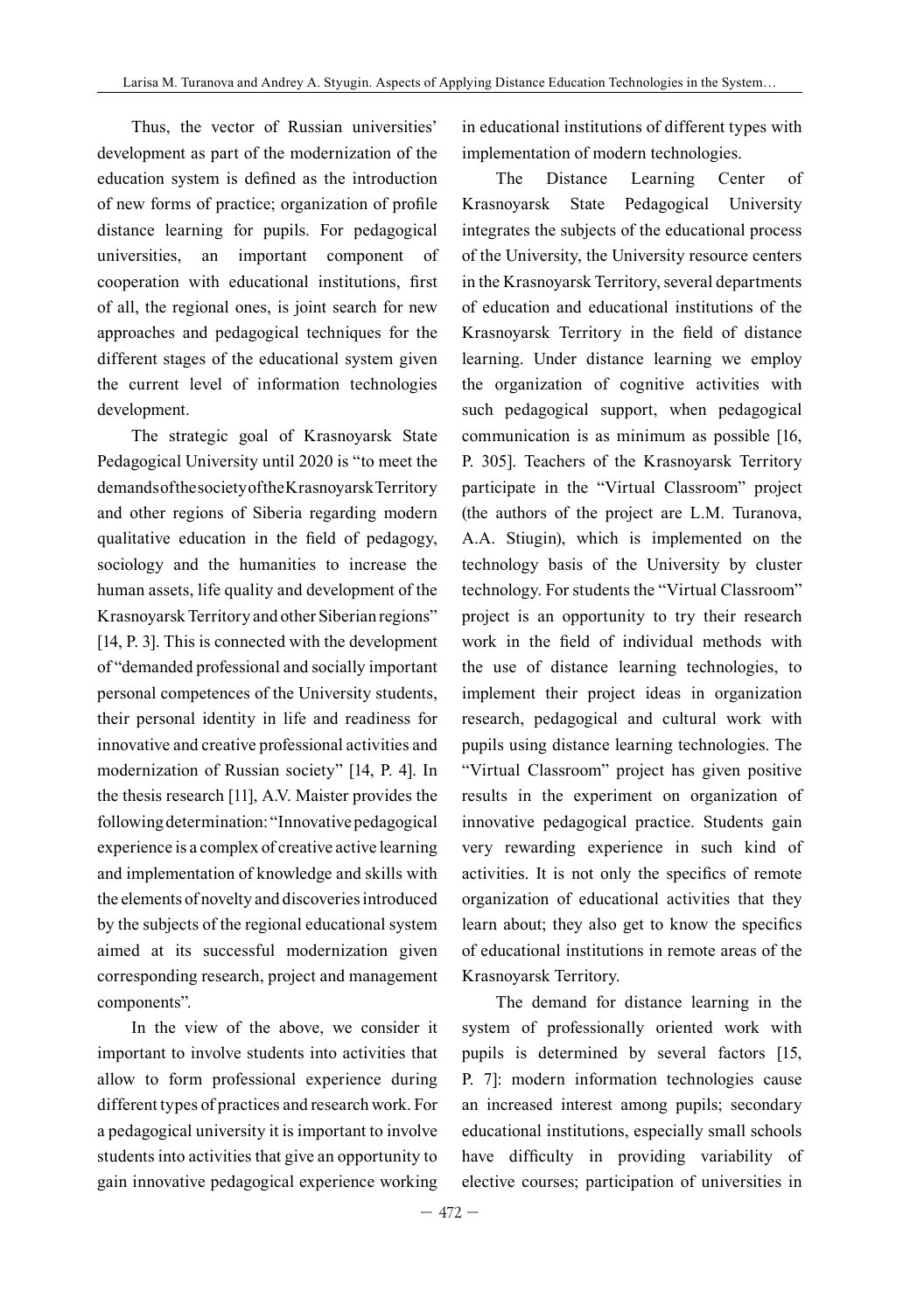Thus, the vector of Russian universities' development as part of the modernization of the education system is defined as the introduction of new forms of practice; organization of profile distance learning for pupils. For pedagogical universities, an important component of cooperation with educational institutions, first of all, the regional ones, is joint search for new approaches and pedagogical techniques for the different stages of the educational system given the current level of information technologies development.

The strategic goal of Krasnoyarsk State Pedagogical University until 2020 is "to meet the demands of the society of the Krasnoyarsk Territory and other regions of Siberia regarding modern qualitative education in the field of pedagogy, sociology and the humanities to increase the human assets, life quality and development of the Krasnoyarsk Territory and other Siberian regions" [14, P. 3]. This is connected with the development of "demanded professional and socially important personal competences of the University students, their personal identity in life and readiness for innovative and creative professional activities and modernization of Russian society" [14, P. 4]. In the thesis research [11], A.V. Maister provides the following determination: "Innovative pedagogical experience is a complex of creative active learning and implementation of knowledge and skills with the elements of novelty and discoveries introduced by the subjects of the regional educational system aimed at its successful modernization given corresponding research, project and management components".

In the view of the above, we consider it important to involve students into activities that allow to form professional experience during different types of practices and research work. For a pedagogical university it is important to involve students into activities that give an opportunity to gain innovative pedagogical experience working in educational institutions of different types with implementation of modern technologies.

The Distance Learning Center of Krasnoyarsk State Pedagogical University integrates the subjects of the educational process of the University, the University resource centers in the Krasnoyarsk Territory, several departments of education and educational institutions of the Krasnoyarsk Territory in the field of distance learning. Under distance learning we employ the organization of cognitive activities with such pedagogical support, when pedagogical communication is as minimum as possible [16, P. 305]. Teachers of the Krasnoyarsk Territory participate in the "Virtual Classroom" project (the authors of the project are L.M. Turanova, A.A. Stiugin), which is implemented on the technology basis of the University by cluster technology. For students the "Virtual Classroom" project is an opportunity to try their research work in the field of individual methods with the use of distance learning technologies, to implement their project ideas in organization research, pedagogical and cultural work with pupils using distance learning technologies. The "Virtual Classroom" project has given positive results in the experiment on organization of innovative pedagogical practice. Students gain very rewarding experience in such kind of activities. It is not only the specifics of remote organization of educational activities that they learn about; they also get to know the specifics of educational institutions in remote areas of the Krasnoyarsk Territory.

The demand for distance learning in the system of professionally oriented work with pupils is determined by several factors [15, P. 7]: modern information technologies cause an increased interest among pupils; secondary educational institutions, especially small schools have difficulty in providing variability of elective courses; participation of universities in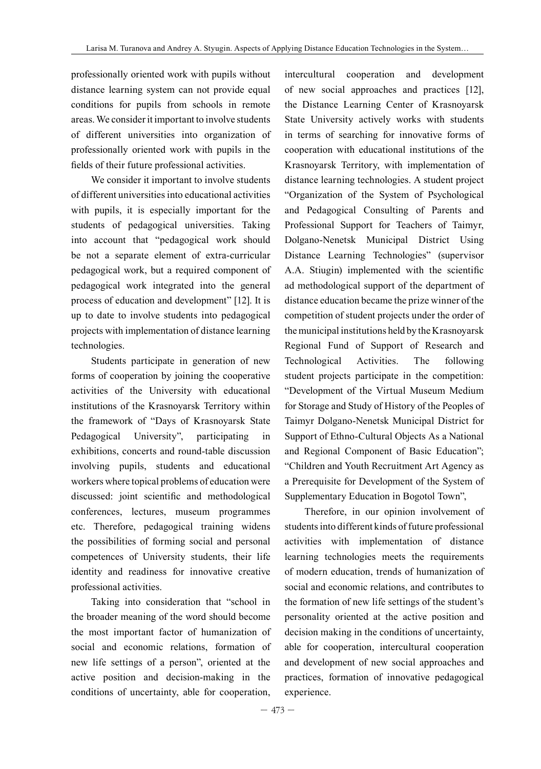professionally oriented work with pupils without distance learning system can not provide equal conditions for pupils from schools in remote areas. We consider it important to involve students of different universities into organization of professionally oriented work with pupils in the fields of their future professional activities.

We consider it important to involve students of different universities into educational activities with pupils, it is especially important for the students of pedagogical universities. Taking into account that "pedagogical work should be not a separate element of extra-curricular pedagogical work, but a required component of pedagogical work integrated into the general process of education and development" [12]. It is up to date to involve students into pedagogical projects with implementation of distance learning technologies.

Students participate in generation of new forms of cooperation by joining the cooperative activities of the University with educational institutions of the Krasnoyarsk Territory within the framework of "Days of Krasnoyarsk State Pedagogical University", participating in exhibitions, concerts and round-table discussion involving pupils, students and educational workers where topical problems of education were discussed: joint scientific and methodological conferences, lectures, museum programmes etc. Therefore, pedagogical training widens the possibilities of forming social and personal competences of University students, their life identity and readiness for innovative creative professional activities.

Taking into consideration that "school in the broader meaning of the word should become the most important factor of humanization of social and economic relations, formation of new life settings of a person", oriented at the active position and decision-making in the conditions of uncertainty, able for cooperation, intercultural cooperation and development of new social approaches and practices [12], the Distance Learning Center of Krasnoyarsk State University actively works with students in terms of searching for innovative forms of cooperation with educational institutions of the Krasnoyarsk Territory, with implementation of distance learning technologies. A student project "Organization of the System of Psychological and Pedagogical Consulting of Parents and Professional Support for Teachers of Taimyr, Dolgano-Nenetsk Municipal District Using Distance Learning Technologies" (supervisor A.A. Stiugin) implemented with the scientific ad methodological support of the department of distance education became the prize winner of the competition of student projects under the order of the municipal institutions held by the Krasnoyarsk Regional Fund of Support of Research and Technological Activities. The following student projects participate in the competition: "Development of the Virtual Museum Medium for Storage and Study of History of the Peoples of Taimyr Dolgano-Nenetsk Municipal District for Support of Ethno-Cultural Objects As a National and Regional Component of Basic Education"; "Children and Youth Recruitment Art Agency as a Prerequisite for Development of the System of Supplementary Education in Bogotol Town",

Therefore, in our opinion involvement of students into different kinds of future professional activities with implementation of distance learning technologies meets the requirements of modern education, trends of humanization of social and economic relations, and contributes to the formation of new life settings of the student's personality oriented at the active position and decision making in the conditions of uncertainty, able for cooperation, intercultural cooperation and development of new social approaches and practices, formation of innovative pedagogical experience.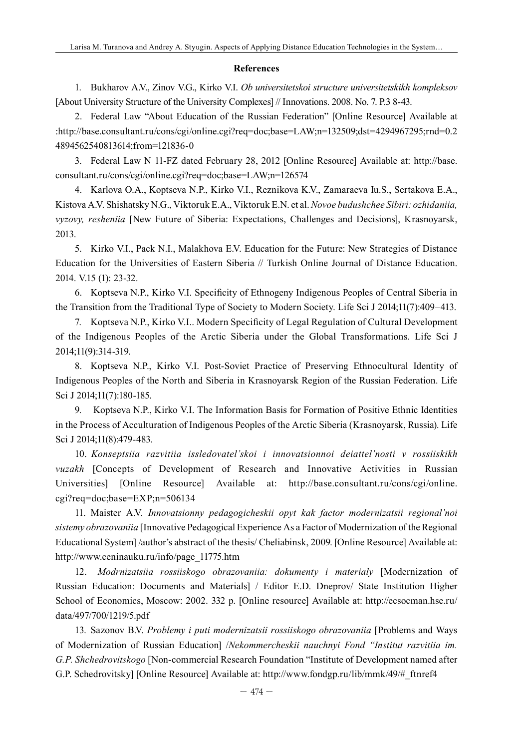**References**

1. Bukharov A.V., Zinov V.G., Kirko V.I. *Ob universitetskoi structure universitetskikh kompleksov* [About University Structure of the University Complexes] // Innovations. 2008. No. 7. P.3 8-43.

2. Federal Law "About Education of the Russian Federation" [Online Resource] Available at :http://base.consultant.ru/cons/cgi/online.cgi?req=doc;base=LAW;n=132509;dst=4294967295;rnd=0.24894562540813614;from=121836-0

3. Federal Law N 11-FZ dated February 28, 2012 [Online Resource] Available at: http://base.consultant.ru/cons/cgi/online.cgi?req=doc;base=LAW;n=126574

4. Karlova O.A., Koptseva N.P., Kirko V.I., Reznikova K.V., Zamaraeva Iu.S., Sertakova E.A., Kistova A.V. Shishatsky N.G., Viktoruk E.A., Viktoruk E.N. et al. *Novoe budushchee Sibiri: ozhidaniia, vyzovy, resheniia* [New Future of Siberia: Expectations, Challenges and Decisions], Krasnoyarsk, 2013.

5. Kirko V.I., Pack N.I., Malakhova E.V. Education for the Future: New Strategies of Distance Education for the Universities of Eastern Siberia // Turkish Online Journal of Distance Education. 2014. V.15 (1): 23-32.

6. Koptseva N.P., Kirko V.I. Specificity of Ethnogeny Indigenous Peoples of Central Siberia in the Transition from the Traditional Type of Society to Modern Society. Life Sci J 2014;11(7):409–413.

7. Koptseva N.P., Kirko V.I.. Modern Specificity of Legal Regulation of Cultural Development of the Indigenous Peoples of the Arctic Siberia under the Global Transformations. Life Sci J 2014;11(9):314-319.

8. Koptseva N.P., Kirko V.I. Post-Soviet Practice of Preserving Ethnocultural Identity of Indigenous Peoples of the North and Siberia in Krasnoyarsk Region of the Russian Federation. Life Sci J 2014;11(7):180-185.

9. Koptseva N.P., Kirko V.I. The Information Basis for Formation of Positive Ethnic Identities in the Process of Acculturation of Indigenous Peoples of the Arctic Siberia (Krasnoyarsk, Russia). Life Sci J 2014;11(8):479-483.

10. *Konseptsiia razvitiia issledovatel'skoi i innovatsionnoi deiattel'nosti v rossiiskikh vuzakh* [Concepts of Development of Research and Innovative Activities in Russian Universities] [Online Resource] Available at: http://base.consultant.ru/cons/cgi/online.cgi?req=doc;base=EXP;n=506134

11. Maister A.V. *Innovatsionny pedagogicheskii opyt kak factor modernizatsii regional'noi sistemy obrazovaniia* [Innovative Pedagogical Experience As a Factor of Modernization of the Regional Educational System] /author's abstract of the thesis/ Cheliabinsk, 2009. [Online Resource] Available at: http://www.ceninauku.ru/info/page_11775.htm

12. *Modrnizatsiia rossiiskogo obrazovaniia: dokumenty i materialy* [Modernization of Russian Education: Documents and Materials] / Editor E.D. Dneprov/ State Institution Higher School of Economics, Moscow: 2002. 332 p. [Online resource] Available at: http://ecsocman.hse.ru/data/497/700/1219/5.pdf

13. Sazonov B.V. *Problemy i puti modernizatsii rossiiskogo obrazovaniia* [Problems and Ways of Modernization of Russian Education] /*Nekommercheskii nauchnyi Fond "Institut razvitiia im. G.P. Shchedrovitskogo* [Non-commercial Research Foundation "Institute of Development named after G.P. Schedrovitsky] [Online Resource] Available at: http://www.fondgp.ru/lib/mmk/49/#_ftnref4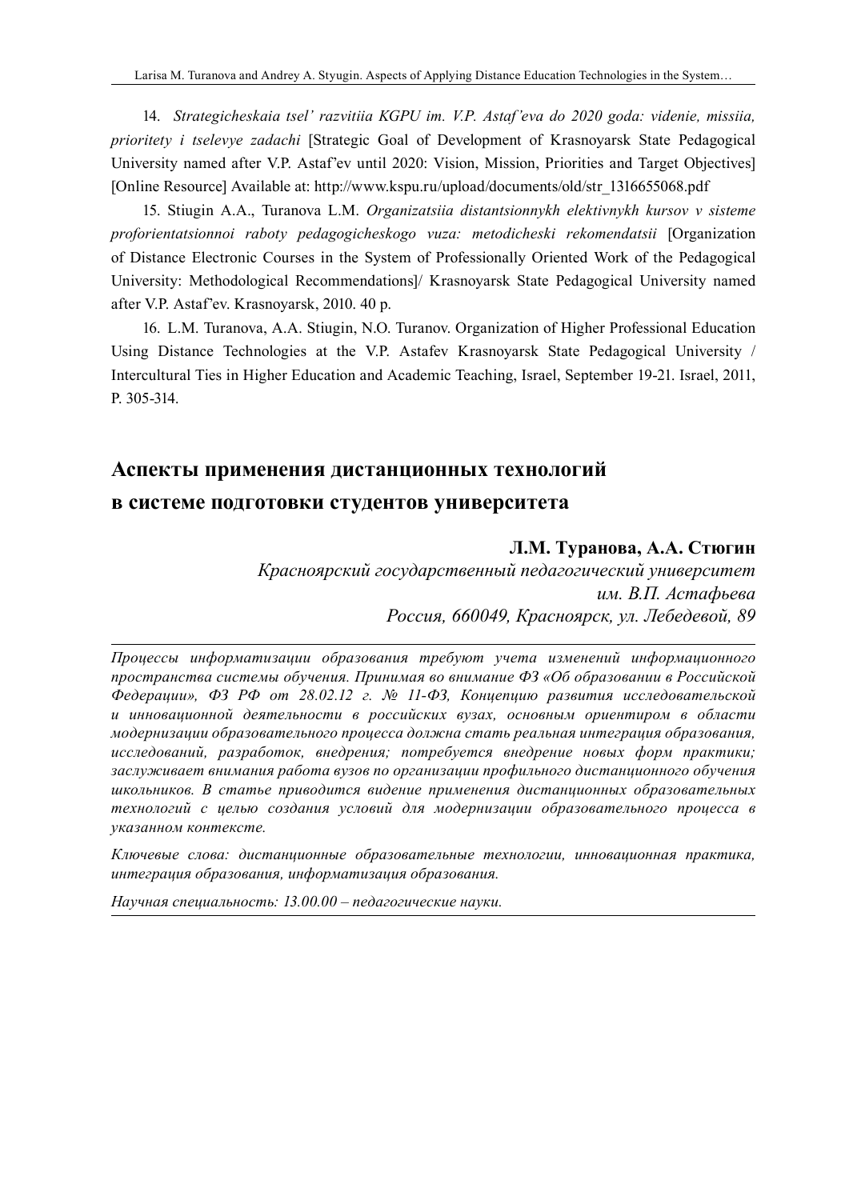14. *Strategicheskaia tsel' razvitiia KGPU im. V.P. Astaf'eva do 2020 goda: videnie, missiia, prioritety i tselevye zadachi* [Strategic Goal of Development of Krasnoyarsk State Pedagogical University named after V.P. Astaf'ev until 2020: Vision, Mission, Priorities and Target Objectives] [Online Resource] Available at: http://www.kspu.ru/upload/documents/old/str_1316655068.pdf

15. Stiugin A.A., Turanova L.M. *Organizatsiia distantsionnykh elektivnykh kursov v sisteme proforientatsionnoi raboty pedagogicheskogo vuza: metodicheski rekomendatsii* [Organization of Distance Electronic Courses in the System of Professionally Oriented Work of the Pedagogical University: Methodological Recommendations]/ Krasnoyarsk State Pedagogical University named after V.P. Astaf'ev. Krasnoyarsk, 2010. 40 p.

16. L.M. Turanova, A.A. Stiugin, N.O. Turanov. Organization of Higher Professional Education Using Distance Technologies at the V.P. Astafev Krasnoyarsk State Pedagogical University / Intercultural Ties in Higher Education and Academic Teaching, Israel, September 19-21. Israel, 2011, P. 305-314.

## Аспекты применения дистанционных технологий в системе подготовки студентов университета

**Л.М. Туранова, А.А. Стюгин**

*Красноярский государственный педагогический университет им. В.П. Астафьева*
*Россия, 660049, Красноярск, ул. Лебедевой, 89*

---

*Процессы информатизации образования требуют учета изменений информационного пространства системы обучения. Принимая во внимание ФЗ «Об образовании в Российской Федерации», ФЗ РФ от 28.02.12 г. № 11-ФЗ, Концепцию развития исследовательской и инновационной деятельности в российских вузах, основным ориентиром в области модернизации образовательного процесса должна стать реальная интеграция образования, исследований, разработок, внедрения; потребуется внедрение новых форм практики; заслуживает внимания работа вузов по организации профильного дистанционного обучения школьников. В статье приводится видение применения дистанционных образовательных технологий с целью создания условий для модернизации образовательного процесса в указанном контексте.*

*Ключевые слова: дистанционные образовательные технологии, инновационная практика, интеграция образования, информатизация образования.*

*Научная специальность: 13.00.00 – педагогические науки.*

---